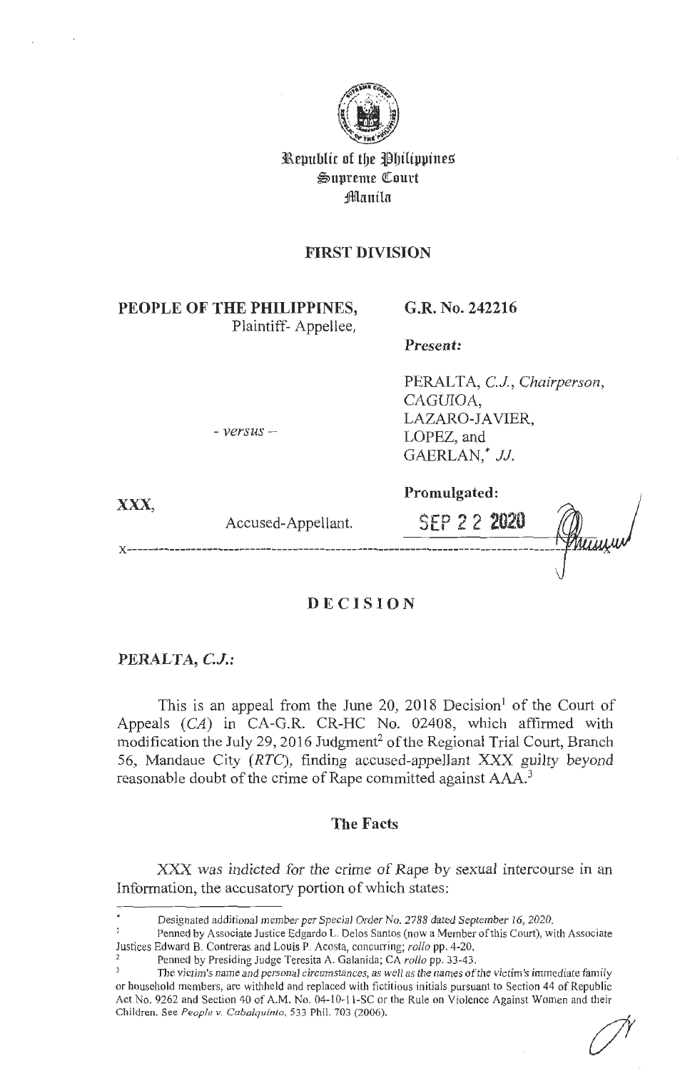Republic of the Philippines
Supreme Court
Manila

**FIRST DIVISION**

| | |
|---|---|
| **PEOPLE OF THE PHILIPPINES,** Plaintiff- Appellee, | **G.R. No. 242216** |
| | ***Present:*** |
| *- versus -* | PERALTA, *C.J., Chairperson,* CAGUIOA, LAZARO-JAVIER, LOPEZ, and GAERLAN,* *JJ.* |
| **XXX,** Accused-Appellant. | **Promulgated:** SEP 22 2020 |

x---------------------------------------------------------------------------------------x

# DECISION

**PERALTA, *C.J.*:**

This is an appeal from the June 20, 2018 Decision[1] of the Court of Appeals (*CA*) in CA-G.R. CR-HC No. 02408, which affirmed with modification the July 29, 2016 Judgment[2] of the Regional Trial Court, Branch 56, Mandaue City (*RTC*), finding accused-appellant XXX guilty beyond reasonable doubt of the crime of Rape committed against AAA.[3]

## The Facts

XXX was indicted for the crime of Rape by sexual intercourse in an Information, the accusatory portion of which states:

---

\* Designated additional member per Special Order No. 2788 dated September 16, 2020.

[1] Penned by Associate Justice Edgardo L. Delos Santos (now a Member of this Court), with Associate Justices Edward B. Contreras and Louis P. Acosta, concurring; *rollo* pp. 4-20.

[2] Penned by Presiding Judge Teresita A. Galanida; CA *rollo* pp. 33-43.

[3] The victim's name and personal circumstances, as well as the names of the victim's immediate family or household members, are withheld and replaced with fictitious initials pursuant to Section 44 of Republic Act No. 9262 and Section 40 of A.M. No. 04-10-11-SC or the Rule on Violence Against Women and their Children. See *People v. Cabalquinto*, 533 Phil. 703 (2006).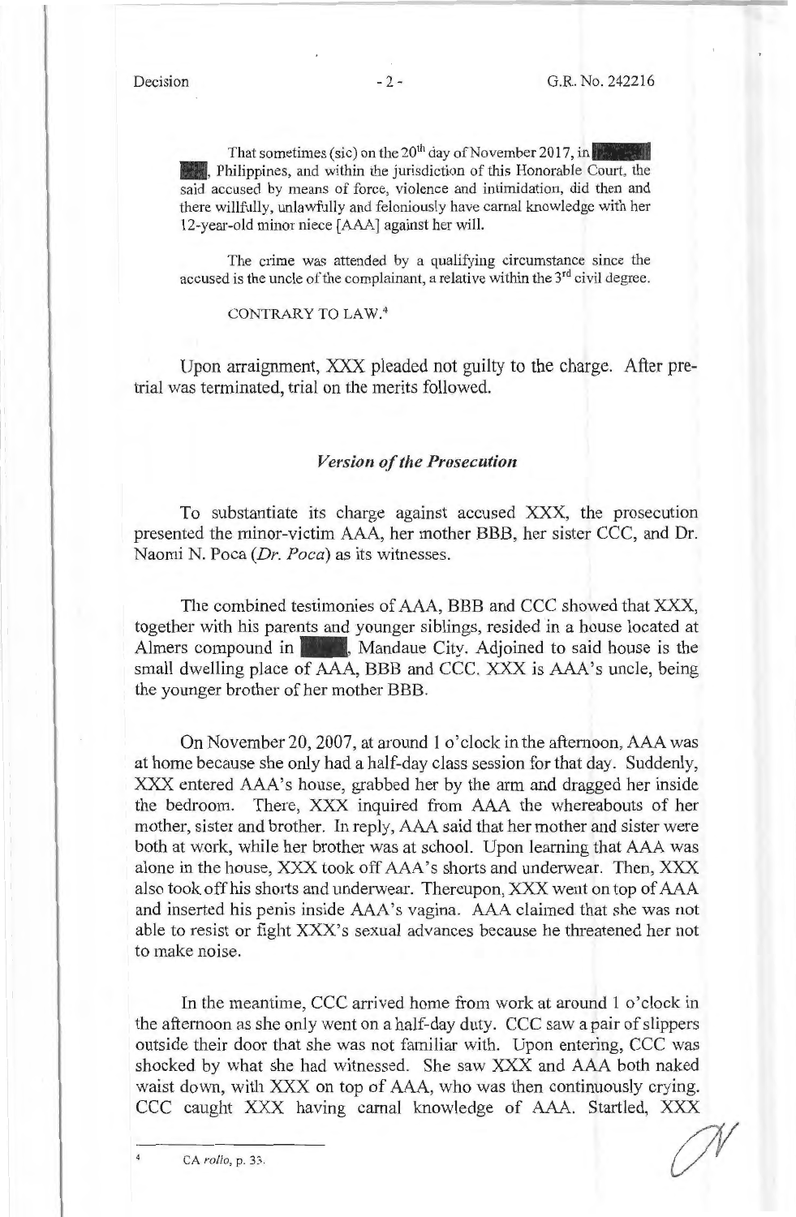That sometimes (sic) on the 20th day of November 2017, in ████, Philippines, and within the jurisdiction of this Honorable Court, the said accused by means of force, violence and intimidation, did then and there willfully, unlawfully and feloniously have carnal knowledge with her 12-year-old minor niece [AAA] against her will.

The crime was attended by a qualifying circumstance since the accused is the uncle of the complainant, a relative within the 3rd civil degree.

CONTRARY TO LAW.[4]

Upon arraignment, XXX pleaded not guilty to the charge. After pre-trial was terminated, trial on the merits followed.

### *Version of the Prosecution*

To substantiate its charge against accused XXX, the prosecution presented the minor-victim AAA, her mother BBB, her sister CCC, and Dr. Naomi N. Poca (*Dr. Poca*) as its witnesses.

The combined testimonies of AAA, BBB and CCC showed that XXX, together with his parents and younger siblings, resided in a house located at Almers compound in ████, Mandaue City. Adjoined to said house is the small dwelling place of AAA, BBB and CCC. XXX is AAA's uncle, being the younger brother of her mother BBB.

On November 20, 2007, at around 1 o'clock in the afternoon, AAA was at home because she only had a half-day class session for that day. Suddenly, XXX entered AAA's house, grabbed her by the arm and dragged her inside the bedroom. There, XXX inquired from AAA the whereabouts of her mother, sister and brother. In reply, AAA said that her mother and sister were both at work, while her brother was at school. Upon learning that AAA was alone in the house, XXX took off AAA's shorts and underwear. Then, XXX also took off his shorts and underwear. Thereupon, XXX went on top of AAA and inserted his penis inside AAA's vagina. AAA claimed that she was not able to resist or fight XXX's sexual advances because he threatened her not to make noise.

In the meantime, CCC arrived home from work at around 1 o'clock in the afternoon as she only went on a half-day duty. CCC saw a pair of slippers outside their door that she was not familiar with. Upon entering, CCC was shocked by what she had witnessed. She saw XXX and AAA both naked waist down, with XXX on top of AAA, who was then continuously crying. CCC caught XXX having carnal knowledge of AAA. Startled, XXX

---

[4] CA *rollo*, p. 33.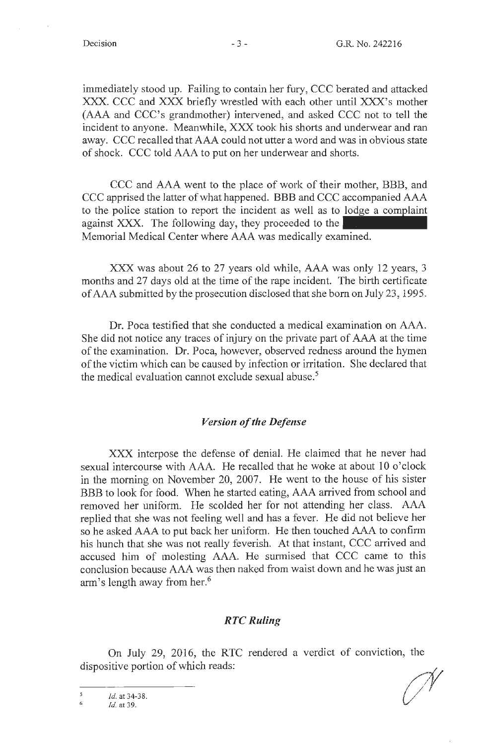immediately stood up. Failing to contain her fury, CCC berated and attacked XXX. CCC and XXX briefly wrestled with each other until XXX's mother (AAA and CCC's grandmother) intervened, and asked CCC not to tell the incident to anyone. Meanwhile, XXX took his shorts and underwear and ran away. CCC recalled that AAA could not utter a word and was in obvious state of shock. CCC told AAA to put on her underwear and shorts.

CCC and AAA went to the place of work of their mother, BBB, and CCC apprised the latter of what happened. BBB and CCC accompanied AAA to the police station to report the incident as well as to lodge a complaint against XXX. The following day, they proceeded to the ████████ Memorial Medical Center where AAA was medically examined.

XXX was about 26 to 27 years old while, AAA was only 12 years, 3 months and 27 days old at the time of the rape incident. The birth certificate of AAA submitted by the prosecution disclosed that she born on July 23, 1995.

Dr. Poca testified that she conducted a medical examination on AAA. She did not notice any traces of injury on the private part of AAA at the time of the examination. Dr. Poca, however, observed redness around the hymen of the victim which can be caused by infection or irritation. She declared that the medical evaluation cannot exclude sexual abuse.[5]

### *Version of the Defense*

XXX interpose the defense of denial. He claimed that he never had sexual intercourse with AAA. He recalled that he woke at about 10 o'clock in the morning on November 20, 2007. He went to the house of his sister BBB to look for food. When he started eating, AAA arrived from school and removed her uniform. He scolded her for not attending her class. AAA replied that she was not feeling well and has a fever. He did not believe her so he asked AAA to put back her uniform. He then touched AAA to confirm his hunch that she was not really feverish. At that instant, CCC arrived and accused him of molesting AAA. He surmised that CCC came to this conclusion because AAA was then naked from waist down and he was just an arm's length away from her.[6]

### *RTC Ruling*

On July 29, 2016, the RTC rendered a verdict of conviction, the dispositive portion of which reads:

---

[5] *Id.* at 34-38.

[6] *Id.* at 39.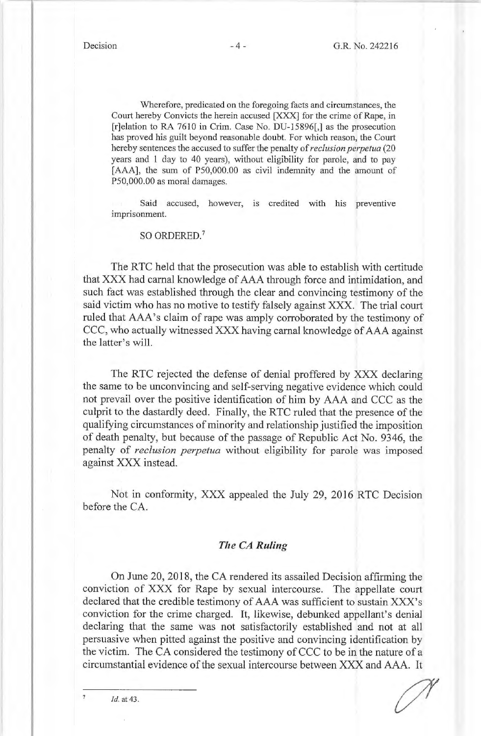Wherefore, predicated on the foregoing facts and circumstances, the Court hereby Convicts the herein accused [XXX] for the crime of Rape, in [r]elation to RA 7610 in Crim. Case No. DU-15896[,] as the prosecution has proved his guilt beyond reasonable doubt. For which reason, the Court hereby sentences the accused to suffer the penalty of *reclusion perpetua* (20 years and 1 day to 40 years), without eligibility for parole, and to pay [AAA], the sum of P50,000.00 as civil indemnity and the amount of P50,000.00 as moral damages.

Said accused, however, is credited with his preventive imprisonment.

SO ORDERED.[7]

The RTC held that the prosecution was able to establish with certitude that XXX had carnal knowledge of AAA through force and intimidation, and such fact was established through the clear and convincing testimony of the said victim who has no motive to testify falsely against XXX. The trial court ruled that AAA's claim of rape was amply corroborated by the testimony of CCC, who actually witnessed XXX having carnal knowledge of AAA against the latter's will.

The RTC rejected the defense of denial proffered by XXX declaring the same to be unconvincing and self-serving negative evidence which could not prevail over the positive identification of him by AAA and CCC as the culprit to the dastardly deed. Finally, the RTC ruled that the presence of the qualifying circumstances of minority and relationship justified the imposition of death penalty, but because of the passage of Republic Act No. 9346, the penalty of *reclusion perpetua* without eligibility for parole was imposed against XXX instead.

Not in conformity, XXX appealed the July 29, 2016 RTC Decision before the CA.

### *The CA Ruling*

On June 20, 2018, the CA rendered its assailed Decision affirming the conviction of XXX for Rape by sexual intercourse. The appellate court declared that the credible testimony of AAA was sufficient to sustain XXX's conviction for the crime charged. It, likewise, debunked appellant's denial declaring that the same was not satisfactorily established and not at all persuasive when pitted against the positive and convincing identification by the victim. The CA considered the testimony of CCC to be in the nature of a circumstantial evidence of the sexual intercourse between XXX and AAA. It

---

[7] *Id.* at 43.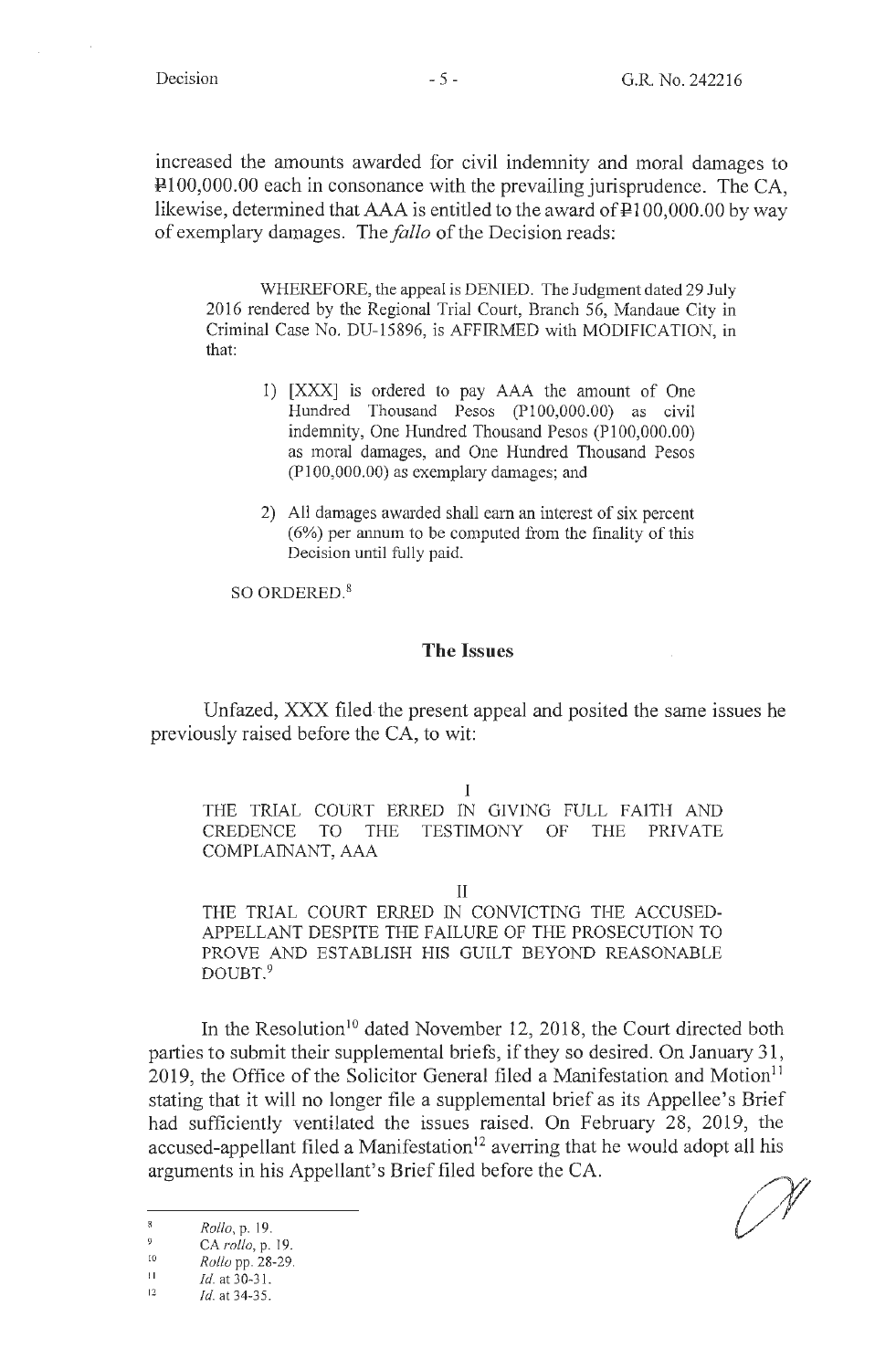increased the amounts awarded for civil indemnity and moral damages to ₱100,000.00 each in consonance with the prevailing jurisprudence. The CA, likewise, determined that AAA is entitled to the award of ₱100,000.00 by way of exemplary damages. The *fallo* of the Decision reads:

> WHEREFORE, the appeal is DENIED. The Judgment dated 29 July 2016 rendered by the Regional Trial Court, Branch 56, Mandaue City in Criminal Case No. DU-15896, is AFFIRMED with MODIFICATION, in that:
>
> 1) [XXX] is ordered to pay AAA the amount of One Hundred Thousand Pesos (P100,000.00) as civil indemnity, One Hundred Thousand Pesos (P100,000.00) as moral damages, and One Hundred Thousand Pesos (P100,000.00) as exemplary damages; and
>
> 2) All damages awarded shall earn an interest of six percent (6%) per annum to be computed from the finality of this Decision until fully paid.
>
> SO ORDERED.[8]

## The Issues

Unfazed, XXX filed the present appeal and posited the same issues he previously raised before the CA, to wit:

> I
>
> THE TRIAL COURT ERRED IN GIVING FULL FAITH AND CREDENCE TO THE TESTIMONY OF THE PRIVATE COMPLAINANT, AAA
>
> II
>
> THE TRIAL COURT ERRED IN CONVICTING THE ACCUSED-APPELLANT DESPITE THE FAILURE OF THE PROSECUTION TO PROVE AND ESTABLISH HIS GUILT BEYOND REASONABLE DOUBT.[9]

In the Resolution[10] dated November 12, 2018, the Court directed both parties to submit their supplemental briefs, if they so desired. On January 31, 2019, the Office of the Solicitor General filed a Manifestation and Motion[11] stating that it will no longer file a supplemental brief as its Appellee's Brief had sufficiently ventilated the issues raised. On February 28, 2019, the accused-appellant filed a Manifestation[12] averring that he would adopt all his arguments in his Appellant's Brief filed before the CA.

---

[8] *Rollo*, p. 19.

[9] CA *rollo*, p. 19.

[10] *Rollo* pp. 28-29.

[11] *Id.* at 30-31.

[12] *Id.* at 34-35.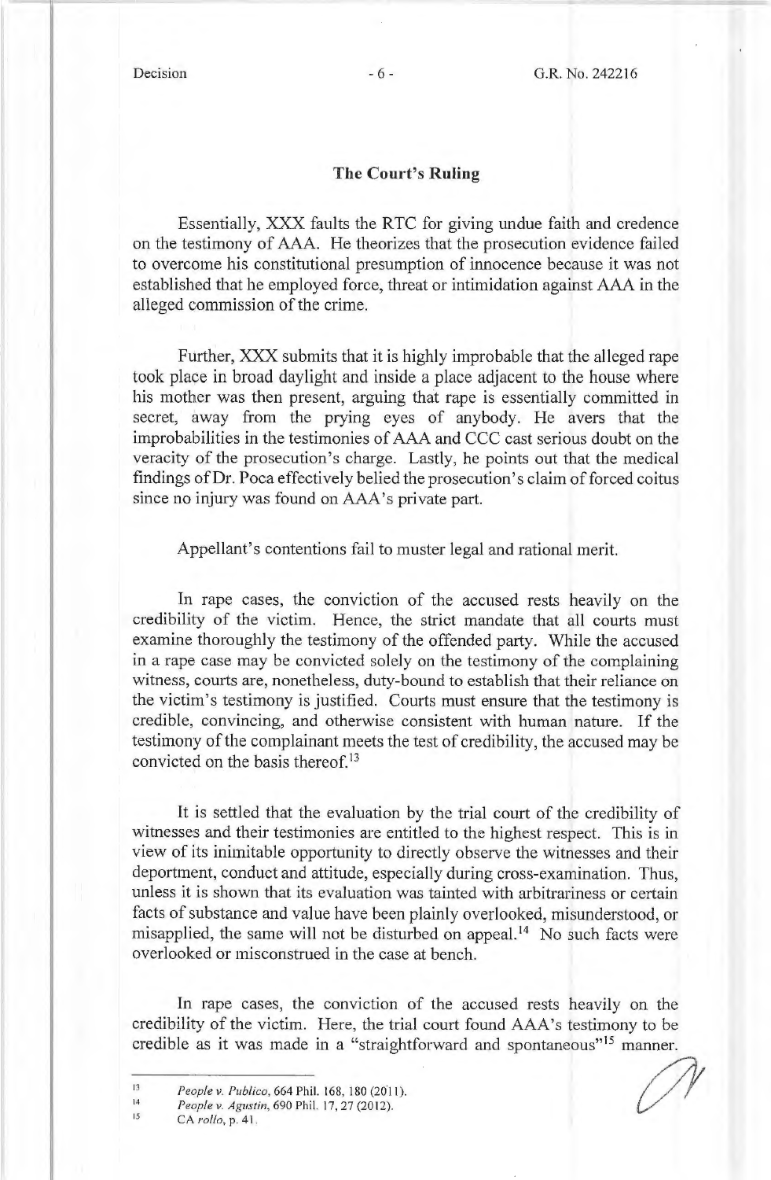## The Court's Ruling

Essentially, XXX faults the RTC for giving undue faith and credence on the testimony of AAA. He theorizes that the prosecution evidence failed to overcome his constitutional presumption of innocence because it was not established that he employed force, threat or intimidation against AAA in the alleged commission of the crime.

Further, XXX submits that it is highly improbable that the alleged rape took place in broad daylight and inside a place adjacent to the house where his mother was then present, arguing that rape is essentially committed in secret, away from the prying eyes of anybody. He avers that the improbabilities in the testimonies of AAA and CCC cast serious doubt on the veracity of the prosecution's charge. Lastly, he points out that the medical findings of Dr. Poca effectively belied the prosecution's claim of forced coitus since no injury was found on AAA's private part.

Appellant's contentions fail to muster legal and rational merit.

In rape cases, the conviction of the accused rests heavily on the credibility of the victim. Hence, the strict mandate that all courts must examine thoroughly the testimony of the offended party. While the accused in a rape case may be convicted solely on the testimony of the complaining witness, courts are, nonetheless, duty-bound to establish that their reliance on the victim's testimony is justified. Courts must ensure that the testimony is credible, convincing, and otherwise consistent with human nature. If the testimony of the complainant meets the test of credibility, the accused may be convicted on the basis thereof.[13]

It is settled that the evaluation by the trial court of the credibility of witnesses and their testimonies are entitled to the highest respect. This is in view of its inimitable opportunity to directly observe the witnesses and their deportment, conduct and attitude, especially during cross-examination. Thus, unless it is shown that its evaluation was tainted with arbitrariness or certain facts of substance and value have been plainly overlooked, misunderstood, or misapplied, the same will not be disturbed on appeal.[14] No such facts were overlooked or misconstrued in the case at bench.

In rape cases, the conviction of the accused rests heavily on the credibility of the victim. Here, the trial court found AAA's testimony to be credible as it was made in a "straightforward and spontaneous"[15] manner.

---

[13] *People v. Publico*, 664 Phil. 168, 180 (2011).

[14] *People v. Agustin*, 690 Phil. 17, 27 (2012).

[15] CA *rollo*, p. 41.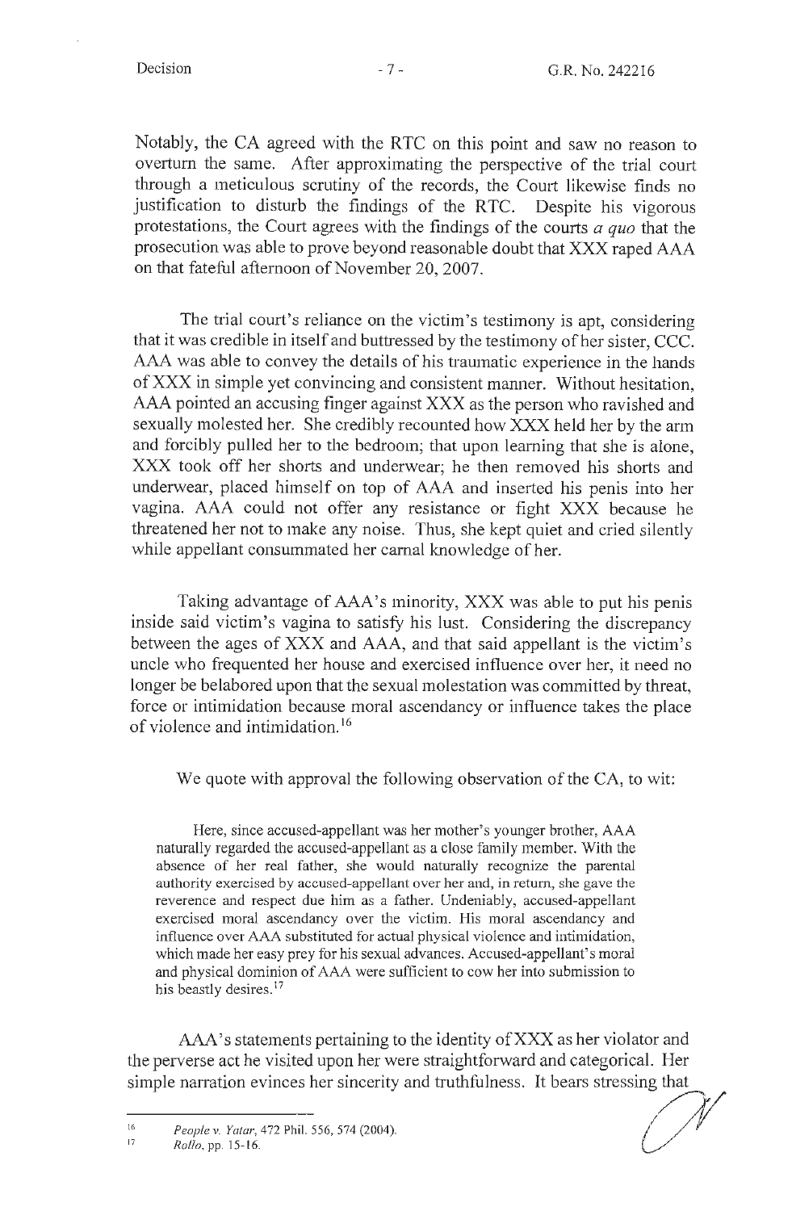Notably, the CA agreed with the RTC on this point and saw no reason to overturn the same. After approximating the perspective of the trial court through a meticulous scrutiny of the records, the Court likewise finds no justification to disturb the findings of the RTC. Despite his vigorous protestations, the Court agrees with the findings of the courts *a quo* that the prosecution was able to prove beyond reasonable doubt that XXX raped AAA on that fateful afternoon of November 20, 2007.

The trial court's reliance on the victim's testimony is apt, considering that it was credible in itself and buttressed by the testimony of her sister, CCC. AAA was able to convey the details of his traumatic experience in the hands of XXX in simple yet convincing and consistent manner. Without hesitation, AAA pointed an accusing finger against XXX as the person who ravished and sexually molested her. She credibly recounted how XXX held her by the arm and forcibly pulled her to the bedroom; that upon learning that she is alone, XXX took off her shorts and underwear; he then removed his shorts and underwear, placed himself on top of AAA and inserted his penis into her vagina. AAA could not offer any resistance or fight XXX because he threatened her not to make any noise. Thus, she kept quiet and cried silently while appellant consummated her carnal knowledge of her.

Taking advantage of AAA's minority, XXX was able to put his penis inside said victim's vagina to satisfy his lust. Considering the discrepancy between the ages of XXX and AAA, and that said appellant is the victim's uncle who frequented her house and exercised influence over her, it need no longer be belabored upon that the sexual molestation was committed by threat, force or intimidation because moral ascendancy or influence takes the place of violence and intimidation.[16]

We quote with approval the following observation of the CA, to wit:

> Here, since accused-appellant was her mother's younger brother, AAA naturally regarded the accused-appellant as a close family member. With the absence of her real father, she would naturally recognize the parental authority exercised by accused-appellant over her and, in return, she gave the reverence and respect due him as a father. Undeniably, accused-appellant exercised moral ascendancy over the victim. His moral ascendancy and influence over AAA substituted for actual physical violence and intimidation, which made her easy prey for his sexual advances. Accused-appellant's moral and physical dominion of AAA were sufficient to cow her into submission to his beastly desires.[17]

AAA's statements pertaining to the identity of XXX as her violator and the perverse act he visited upon her were straightforward and categorical. Her simple narration evinces her sincerity and truthfulness. It bears stressing that

---

[16] *People v. Yatar*, 472 Phil. 556, 574 (2004).

[17] *Rollo*, pp. 15-16.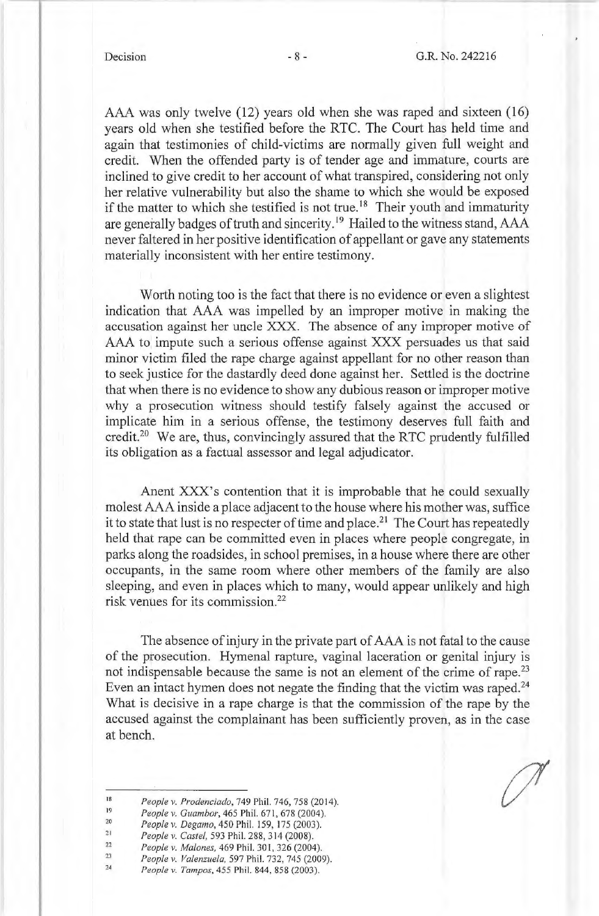AAA was only twelve (12) years old when she was raped and sixteen (16) years old when she testified before the RTC. The Court has held time and again that testimonies of child-victims are normally given full weight and credit. When the offended party is of tender age and immature, courts are inclined to give credit to her account of what transpired, considering not only her relative vulnerability but also the shame to which she would be exposed if the matter to which she testified is not true.[18] Their youth and immaturity are generally badges of truth and sincerity.[19] Hailed to the witness stand, AAA never faltered in her positive identification of appellant or gave any statements materially inconsistent with her entire testimony.

Worth noting too is the fact that there is no evidence or even a slightest indication that AAA was impelled by an improper motive in making the accusation against her uncle XXX. The absence of any improper motive of AAA to impute such a serious offense against XXX persuades us that said minor victim filed the rape charge against appellant for no other reason than to seek justice for the dastardly deed done against her. Settled is the doctrine that when there is no evidence to show any dubious reason or improper motive why a prosecution witness should testify falsely against the accused or implicate him in a serious offense, the testimony deserves full faith and credit.[20] We are, thus, convincingly assured that the RTC prudently fulfilled its obligation as a factual assessor and legal adjudicator.

Anent XXX's contention that it is improbable that he could sexually molest AAA inside a place adjacent to the house where his mother was, suffice it to state that lust is no respecter of time and place.[21] The Court has repeatedly held that rape can be committed even in places where people congregate, in parks along the roadsides, in school premises, in a house where there are other occupants, in the same room where other members of the family are also sleeping, and even in places which to many, would appear unlikely and high risk venues for its commission.[22]

The absence of injury in the private part of AAA is not fatal to the cause of the prosecution. Hymenal rapture, vaginal laceration or genital injury is not indispensable because the same is not an element of the crime of rape.[23] Even an intact hymen does not negate the finding that the victim was raped.[24] What is decisive in a rape charge is that the commission of the rape by the accused against the complainant has been sufficiently proven, as in the case at bench.

---

[18] *People v. Prodenciado*, 749 Phil. 746, 758 (2014).

[19] *People v. Guambor*, 465 Phil. 671, 678 (2004).

[20] *People v. Degamo*, 450 Phil. 159, 175 (2003).

[21] *People v. Castel*, 593 Phil. 288, 314 (2008).

[22] *People v. Malones*, 469 Phil. 301, 326 (2004).

[23] *People v. Valenzuela*, 597 Phil. 732, 745 (2009).

[24] *People v. Tampos*, 455 Phil. 844, 858 (2003).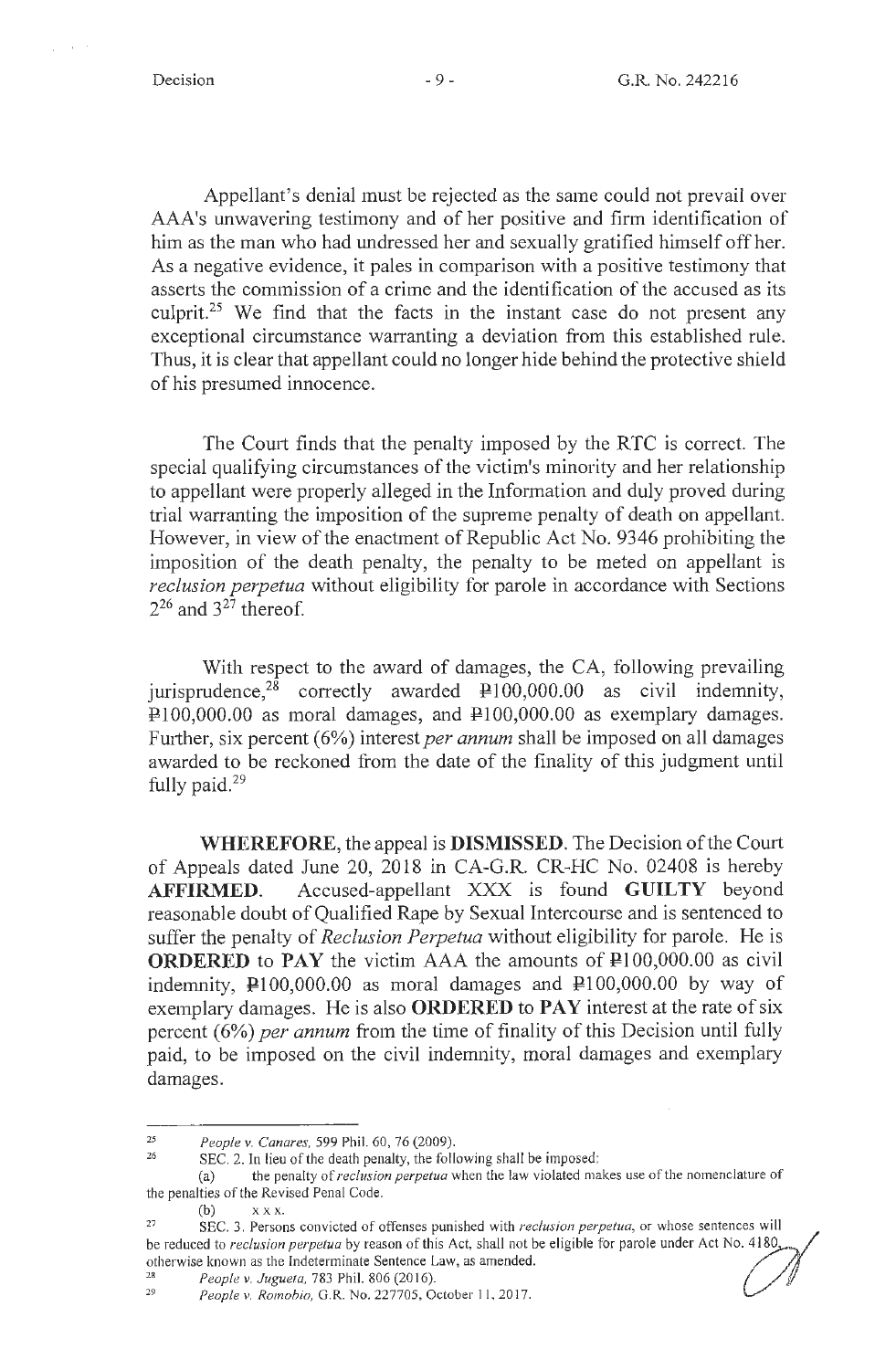Appellant's denial must be rejected as the same could not prevail over AAA's unwavering testimony and of her positive and firm identification of him as the man who had undressed her and sexually gratified himself off her. As a negative evidence, it pales in comparison with a positive testimony that asserts the commission of a crime and the identification of the accused as its culprit.[25] We find that the facts in the instant case do not present any exceptional circumstance warranting a deviation from this established rule. Thus, it is clear that appellant could no longer hide behind the protective shield of his presumed innocence.

The Court finds that the penalty imposed by the RTC is correct. The special qualifying circumstances of the victim's minority and her relationship to appellant were properly alleged in the Information and duly proved during trial warranting the imposition of the supreme penalty of death on appellant. However, in view of the enactment of Republic Act No. 9346 prohibiting the imposition of the death penalty, the penalty to be meted on appellant is *reclusion perpetua* without eligibility for parole in accordance with Sections 2[26] and 3[27] thereof.

With respect to the award of damages, the CA, following prevailing jurisprudence,[28] correctly awarded ₱100,000.00 as civil indemnity, ₱100,000.00 as moral damages, and ₱100,000.00 as exemplary damages. Further, six percent (6%) interest *per annum* shall be imposed on all damages awarded to be reckoned from the date of the finality of this judgment until fully paid.[29]

**WHEREFORE**, the appeal is **DISMISSED**. The Decision of the Court of Appeals dated June 20, 2018 in CA-G.R. CR-HC No. 02408 is hereby **AFFIRMED**. Accused-appellant XXX is found **GUILTY** beyond reasonable doubt of Qualified Rape by Sexual Intercourse and is sentenced to suffer the penalty of *Reclusion Perpetua* without eligibility for parole. He is **ORDERED** to **PAY** the victim AAA the amounts of ₱100,000.00 as civil indemnity, ₱100,000.00 as moral damages and ₱100,000.00 by way of exemplary damages. He is also **ORDERED** to **PAY** interest at the rate of six percent (6%) *per annum* from the time of finality of this Decision until fully paid, to be imposed on the civil indemnity, moral damages and exemplary damages.

---

[25] *People v. Canares*, 599 Phil. 60, 76 (2009).

[26] SEC. 2. In lieu of the death penalty, the following shall be imposed:
(a) the penalty of *reclusion perpetua* when the law violated makes use of the nomenclature of the penalties of the Revised Penal Code.
(b) x x x.

[27] SEC. 3. Persons convicted of offenses punished with *reclusion perpetua*, or whose sentences will be reduced to *reclusion perpetua* by reason of this Act, shall not be eligible for parole under Act No. 4180, otherwise known as the Indeterminate Sentence Law, as amended.

[28] *People v. Jugueta*, 783 Phil. 806 (2016).

[29] *People v. Romobio*, G.R. No. 227705, October 11, 2017.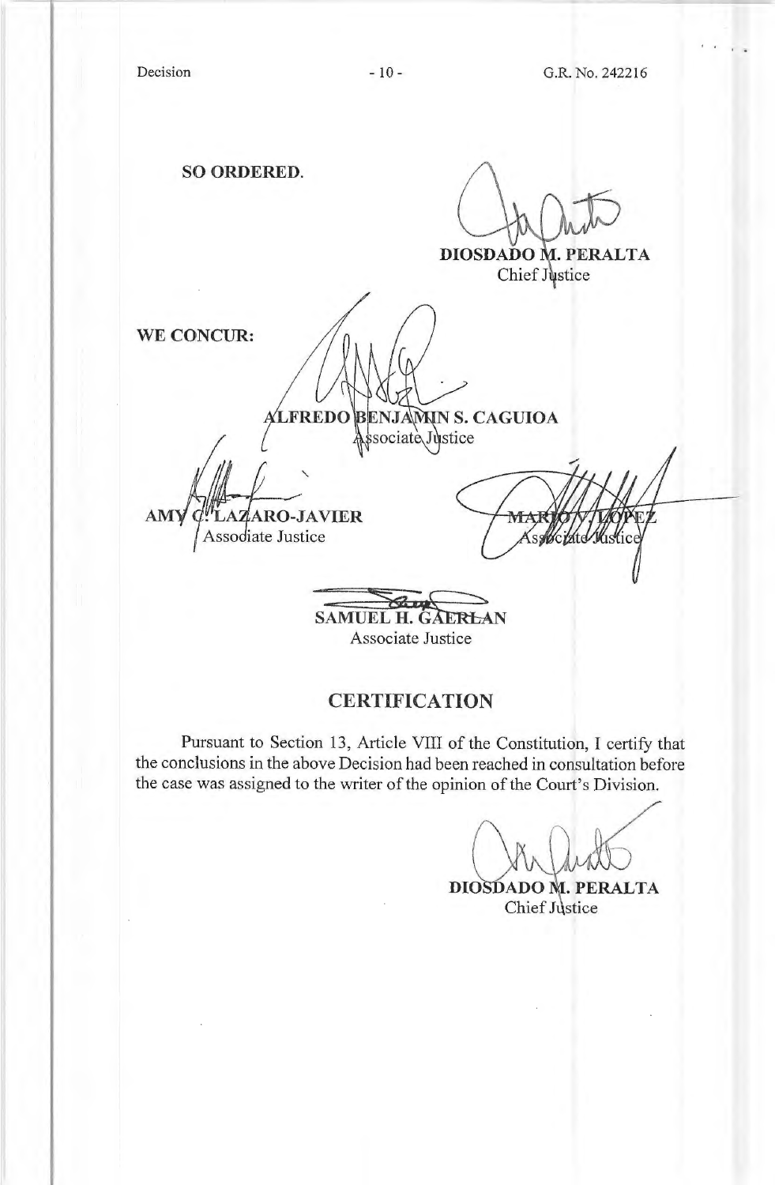**SO ORDERED.**

**DIOSDADO M. PERALTA**
Chief Justice

**WE CONCUR:**

**ALFREDO BENJAMIN S. CAGUIOA**
Associate Justice

**AMY C. LAZARO-JAVIER**
Associate Justice

**MARIO V. LOPEZ**
Associate Justice

**SAMUEL H. GAERLAN**
Associate Justice

## CERTIFICATION

Pursuant to Section 13, Article VIII of the Constitution, I certify that the conclusions in the above Decision had been reached in consultation before the case was assigned to the writer of the opinion of the Court's Division.

**DIOSDADO M. PERALTA**
Chief Justice